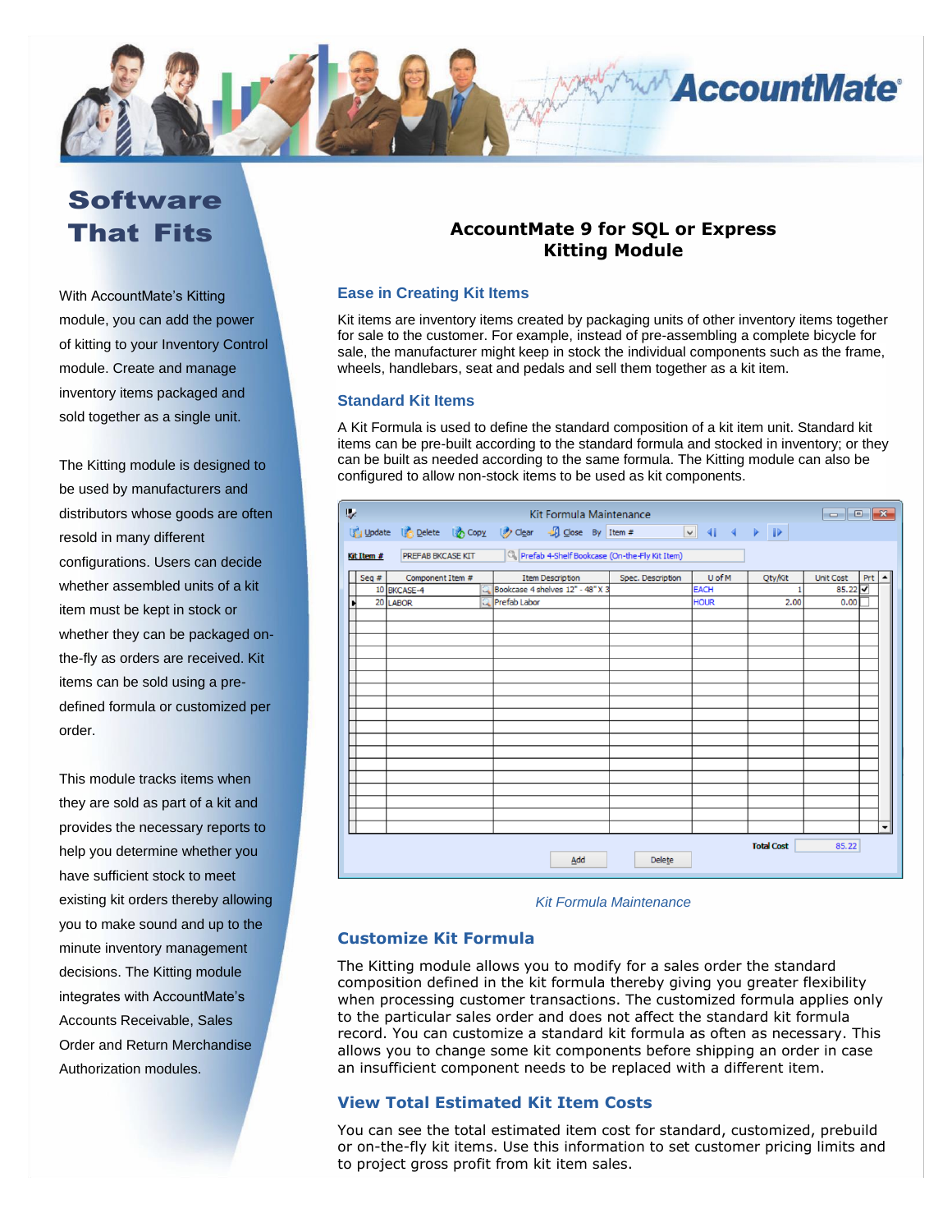# AccountMate

## Software That Fits

With AccountMate's Kitting module, you can add the power of kitting to your Inventory Control module. Create and manage inventory items packaged and sold together as a single unit.

The Kitting module is designed to be used by manufacturers and distributors whose goods are often resold in many different configurations. Users can decide whether assembled units of a kit item must be kept in stock or whether they can be packaged on-the-fly as orders are received. Kit items can be sold using a pre-defined formula or customized per order.

This module tracks items when they are sold as part of a kit and provides the necessary reports to help you determine whether you have sufficient stock to meet existing kit orders thereby allowing you to make sound and up to the minute inventory management decisions. The Kitting module integrates with AccountMate's Accounts Receivable, Sales Order and Return Merchandise Authorization modules.

# AccountMate 9 for SQL or Express Kitting Module

### Ease in Creating Kit Items

Kit items are inventory items created by packaging units of other inventory items together for sale to the customer. For example, instead of pre-assembling a complete bicycle for sale, the manufacturer might keep in stock the individual components such as the frame, wheels, handlebars, seat and pedals and sell them together as a kit item.

### Standard Kit Items

A Kit Formula is used to define the standard composition of a kit item unit. Standard kit items can be pre-built according to the standard formula and stocked in inventory; or they can be built as needed according to the same formula. The Kitting module can also be configured to allow non-stock items to be used as kit components.

Kit Formula Maintenance

Kit Item #: PREFAB BKCASE KIT — Prefab 4-Shelf Bookcase (On-the-Fly Kit Item)

| Seq # | Component Item # | Item Description | Spec. Description | U of M | Qty/Kit | Unit Cost | Prt |
|---|---|---|---|---|---|---|---|
| 10 | BKCASE-4 | Bookcase 4 shelves 12" - 48" X 3 | | EACH | 1 | 85.22 | ✓ |
| 20 | LABOR | Prefab Labor | | HOUR | 2.00 | 0.00 | |

Total Cost: 85.22

*Kit Formula Maintenance*

### Customize Kit Formula

The Kitting module allows you to modify for a sales order the standard composition defined in the kit formula thereby giving you greater flexibility when processing customer transactions. The customized formula applies only to the particular sales order and does not affect the standard kit formula record. You can customize a standard kit formula as often as necessary. This allows you to change some kit components before shipping an order in case an insufficient component needs to be replaced with a different item.

### View Total Estimated Kit Item Costs

You can see the total estimated item cost for standard, customized, prebuild or on-the-fly kit items. Use this information to set customer pricing limits and to project gross profit from kit item sales.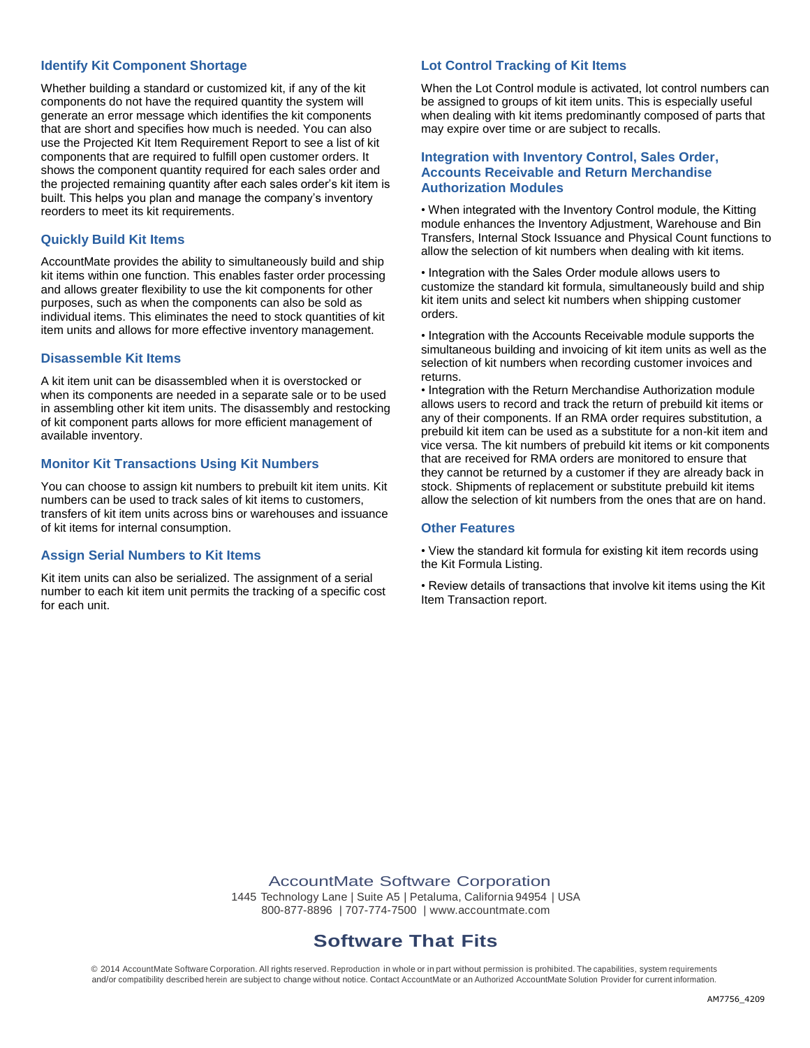### Identify Kit Component Shortage

Whether building a standard or customized kit, if any of the kit components do not have the required quantity the system will generate an error message which identifies the kit components that are short and specifies how much is needed. You can also use the Projected Kit Item Requirement Report to see a list of kit components that are required to fulfill open customer orders. It shows the component quantity required for each sales order and the projected remaining quantity after each sales order's kit item is built. This helps you plan and manage the company's inventory reorders to meet its kit requirements.

### Quickly Build Kit Items

AccountMate provides the ability to simultaneously build and ship kit items within one function. This enables faster order processing and allows greater flexibility to use the kit components for other purposes, such as when the components can also be sold as individual items. This eliminates the need to stock quantities of kit item units and allows for more effective inventory management.

### Disassemble Kit Items

A kit item unit can be disassembled when it is overstocked or when its components are needed in a separate sale or to be used in assembling other kit item units. The disassembly and restocking of kit component parts allows for more efficient management of available inventory.

### Monitor Kit Transactions Using Kit Numbers

You can choose to assign kit numbers to prebuilt kit item units. Kit numbers can be used to track sales of kit items to customers, transfers of kit item units across bins or warehouses and issuance of kit items for internal consumption.

### Assign Serial Numbers to Kit Items

Kit item units can also be serialized. The assignment of a serial number to each kit item unit permits the tracking of a specific cost for each unit.

### Lot Control Tracking of Kit Items

When the Lot Control module is activated, lot control numbers can be assigned to groups of kit item units. This is especially useful when dealing with kit items predominantly composed of parts that may expire over time or are subject to recalls.

### Integration with Inventory Control, Sales Order, Accounts Receivable and Return Merchandise Authorization Modules

- When integrated with the Inventory Control module, the Kitting module enhances the Inventory Adjustment, Warehouse and Bin Transfers, Internal Stock Issuance and Physical Count functions to allow the selection of kit numbers when dealing with kit items.
- Integration with the Sales Order module allows users to customize the standard kit formula, simultaneously build and ship kit item units and select kit numbers when shipping customer orders.
- Integration with the Accounts Receivable module supports the simultaneous building and invoicing of kit item units as well as the selection of kit numbers when recording customer invoices and returns.
- Integration with the Return Merchandise Authorization module allows users to record and track the return of prebuild kit items or any of their components. If an RMA order requires substitution, a prebuild kit item can be used as a substitute for a non-kit item and vice versa. The kit numbers of prebuild kit items or kit components that are received for RMA orders are monitored to ensure that they cannot be returned by a customer if they are already back in stock. Shipments of replacement or substitute prebuild kit items allow the selection of kit numbers from the ones that are on hand.

### Other Features

- View the standard kit formula for existing kit item records using the Kit Formula Listing.
- Review details of transactions that involve kit items using the Kit Item Transaction report.

AccountMate Software Corporation
1445 Technology Lane | Suite A5 | Petaluma, California 94954 | USA
800-877-8896 | 707-774-7500 | www.accountmate.com

## Software That Fits

© 2014 AccountMate Software Corporation. All rights reserved. Reproduction in whole or in part without permission is prohibited. The capabilities, system requirements and/or compatibility described herein are subject to change without notice. Contact AccountMate or an Authorized AccountMate Solution Provider for current information.

AM7756_4209